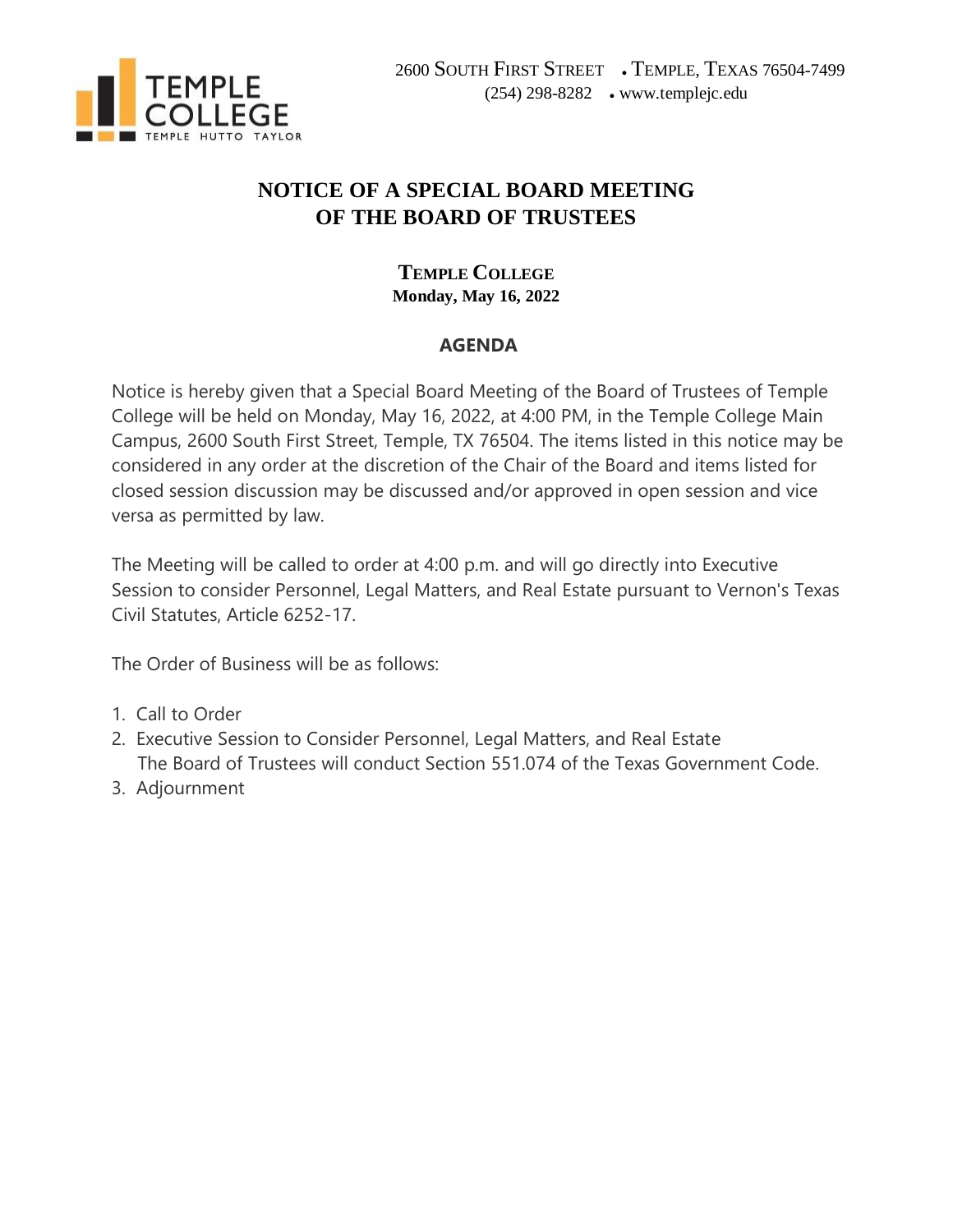2600 SOUTH FIRST STREET • TEMPLE, TEXAS 76504-7499
(254) 298-8282 • www.templejc.edu

# NOTICE OF A SPECIAL BOARD MEETING OF THE BOARD OF TRUSTEES

**TEMPLE COLLEGE**
**Monday, May 16, 2022**

## AGENDA

Notice is hereby given that a Special Board Meeting of the Board of Trustees of Temple College will be held on Monday, May 16, 2022, at 4:00 PM, in the Temple College Main Campus, 2600 South First Street, Temple, TX 76504. The items listed in this notice may be considered in any order at the discretion of the Chair of the Board and items listed for closed session discussion may be discussed and/or approved in open session and vice versa as permitted by law.

The Meeting will be called to order at 4:00 p.m. and will go directly into Executive Session to consider Personnel, Legal Matters, and Real Estate pursuant to Vernon's Texas Civil Statutes, Article 6252-17.

The Order of Business will be as follows:

1. Call to Order
2. Executive Session to Consider Personnel, Legal Matters, and Real Estate
   The Board of Trustees will conduct Section 551.074 of the Texas Government Code.
3. Adjournment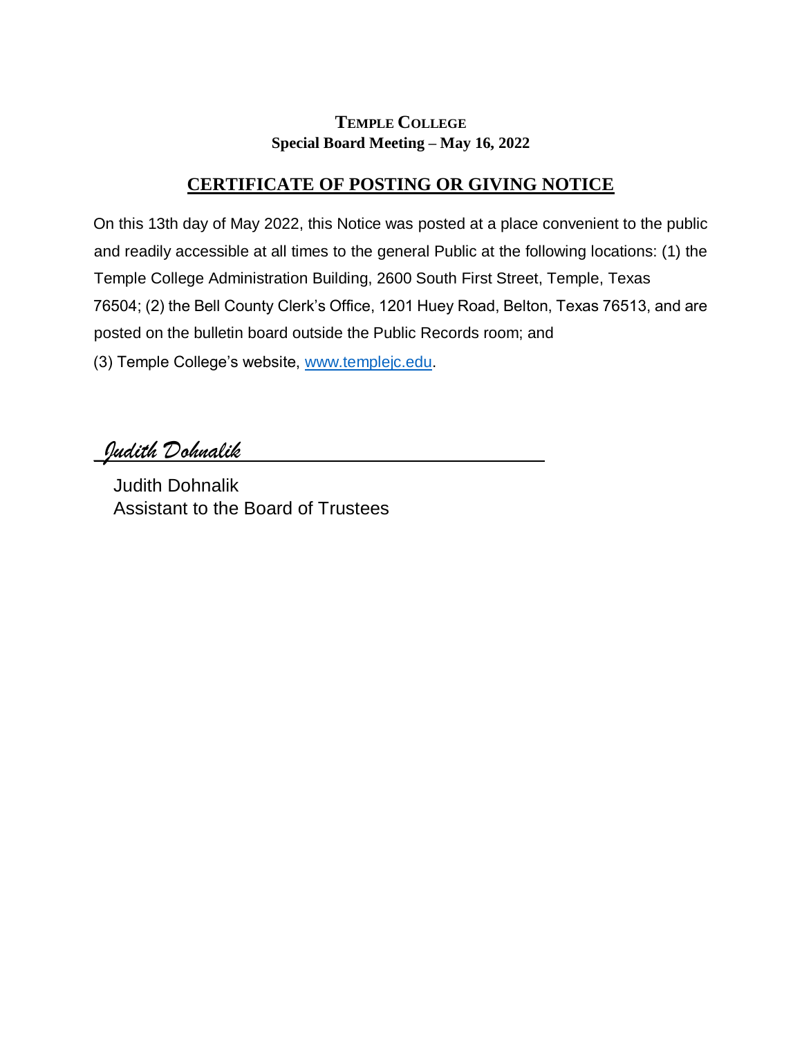**TEMPLE COLLEGE**
**Special Board Meeting – May 16, 2022**

## CERTIFICATE OF POSTING OR GIVING NOTICE

On this 13th day of May 2022, this Notice was posted at a place convenient to the public and readily accessible at all times to the general Public at the following locations: (1) the Temple College Administration Building, 2600 South First Street, Temple, Texas 76504; (2) the Bell County Clerk's Office, 1201 Huey Road, Belton, Texas 76513, and are posted on the bulletin board outside the Public Records room; and

(3) Temple College's website, [www.templejc.edu](http://www.templejc.edu).

*Judith Dohnalik*

Judith Dohnalik
Assistant to the Board of Trustees